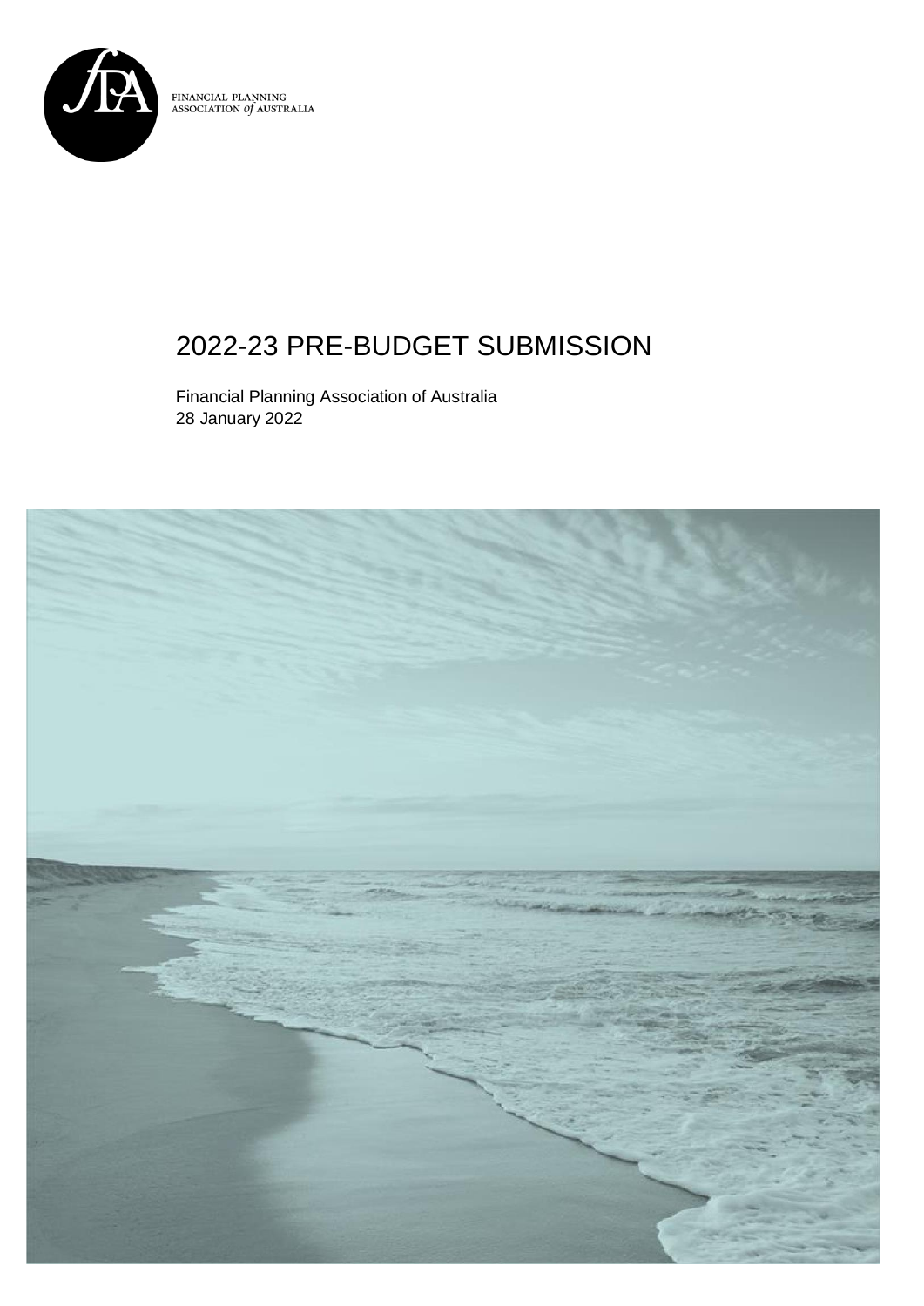FINANCIAL PLANNING
ASSOCIATION *of* AUSTRALIA

# 2022-23 PRE-BUDGET SUBMISSION

Financial Planning Association of Australia
28 January 2022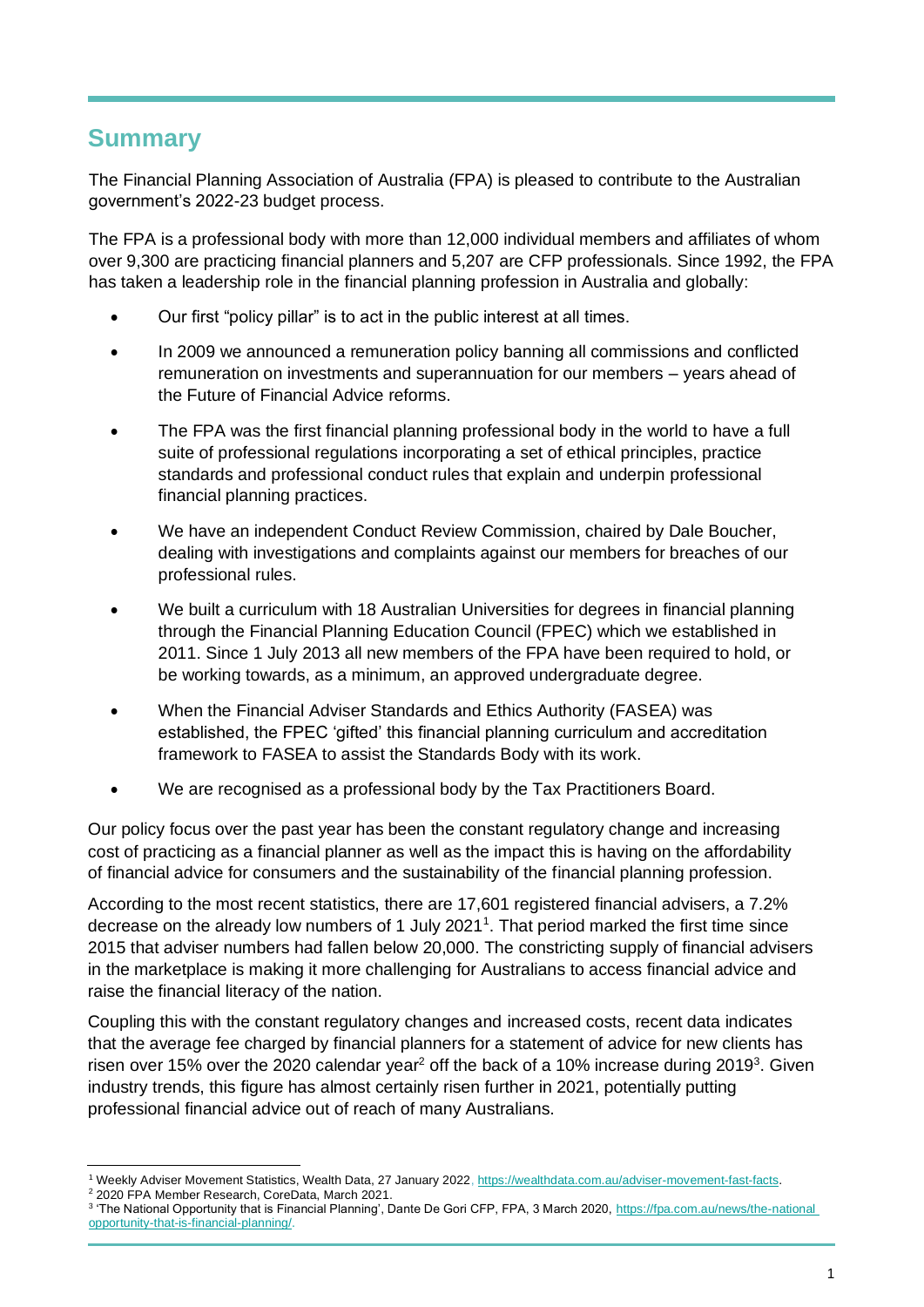## Summary

The Financial Planning Association of Australia (FPA) is pleased to contribute to the Australian government's 2022-23 budget process.

The FPA is a professional body with more than 12,000 individual members and affiliates of whom over 9,300 are practicing financial planners and 5,207 are CFP professionals. Since 1992, the FPA has taken a leadership role in the financial planning profession in Australia and globally:

- Our first "policy pillar" is to act in the public interest at all times.
- In 2009 we announced a remuneration policy banning all commissions and conflicted remuneration on investments and superannuation for our members – years ahead of the Future of Financial Advice reforms.
- The FPA was the first financial planning professional body in the world to have a full suite of professional regulations incorporating a set of ethical principles, practice standards and professional conduct rules that explain and underpin professional financial planning practices.
- We have an independent Conduct Review Commission, chaired by Dale Boucher, dealing with investigations and complaints against our members for breaches of our professional rules.
- We built a curriculum with 18 Australian Universities for degrees in financial planning through the Financial Planning Education Council (FPEC) which we established in 2011. Since 1 July 2013 all new members of the FPA have been required to hold, or be working towards, as a minimum, an approved undergraduate degree.
- When the Financial Adviser Standards and Ethics Authority (FASEA) was established, the FPEC 'gifted' this financial planning curriculum and accreditation framework to FASEA to assist the Standards Body with its work.
- We are recognised as a professional body by the Tax Practitioners Board.

Our policy focus over the past year has been the constant regulatory change and increasing cost of practicing as a financial planner as well as the impact this is having on the affordability of financial advice for consumers and the sustainability of the financial planning profession.

According to the most recent statistics, there are 17,601 registered financial advisers, a 7.2% decrease on the already low numbers of 1 July 2021[1]. That period marked the first time since 2015 that adviser numbers had fallen below 20,000. The constricting supply of financial advisers in the marketplace is making it more challenging for Australians to access financial advice and raise the financial literacy of the nation.

Coupling this with the constant regulatory changes and increased costs, recent data indicates that the average fee charged by financial planners for a statement of advice for new clients has risen over 15% over the 2020 calendar year[2] off the back of a 10% increase during 2019[3]. Given industry trends, this figure has almost certainly risen further in 2021, potentially putting professional financial advice out of reach of many Australians.

---

[1] Weekly Adviser Movement Statistics, Wealth Data, 27 January 2022, https://wealthdata.com.au/adviser-movement-fast-facts.

[2] 2020 FPA Member Research, CoreData, March 2021.

[3] 'The National Opportunity that is Financial Planning', Dante De Gori CFP, FPA, 3 March 2020, https://fpa.com.au/news/the-national-opportunity-that-is-financial-planning/.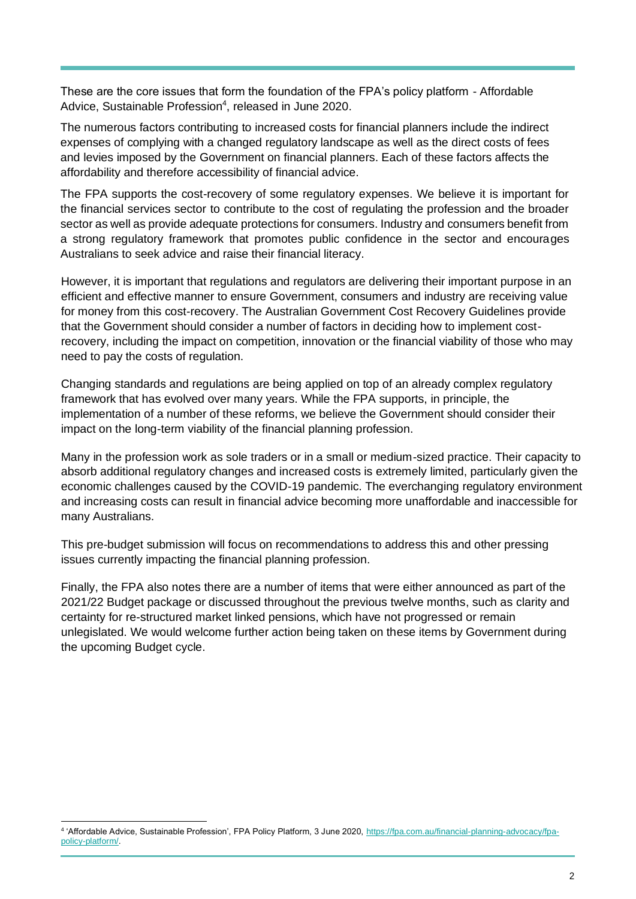These are the core issues that form the foundation of the FPA's policy platform - Affordable Advice, Sustainable Profession[4], released in June 2020.

The numerous factors contributing to increased costs for financial planners include the indirect expenses of complying with a changed regulatory landscape as well as the direct costs of fees and levies imposed by the Government on financial planners. Each of these factors affects the affordability and therefore accessibility of financial advice.

The FPA supports the cost-recovery of some regulatory expenses. We believe it is important for the financial services sector to contribute to the cost of regulating the profession and the broader sector as well as provide adequate protections for consumers. Industry and consumers benefit from a strong regulatory framework that promotes public confidence in the sector and encourages Australians to seek advice and raise their financial literacy.

However, it is important that regulations and regulators are delivering their important purpose in an efficient and effective manner to ensure Government, consumers and industry are receiving value for money from this cost-recovery. The Australian Government Cost Recovery Guidelines provide that the Government should consider a number of factors in deciding how to implement cost-recovery, including the impact on competition, innovation or the financial viability of those who may need to pay the costs of regulation.

Changing standards and regulations are being applied on top of an already complex regulatory framework that has evolved over many years. While the FPA supports, in principle, the implementation of a number of these reforms, we believe the Government should consider their impact on the long-term viability of the financial planning profession.

Many in the profession work as sole traders or in a small or medium-sized practice. Their capacity to absorb additional regulatory changes and increased costs is extremely limited, particularly given the economic challenges caused by the COVID-19 pandemic. The everchanging regulatory environment and increasing costs can result in financial advice becoming more unaffordable and inaccessible for many Australians.

This pre-budget submission will focus on recommendations to address this and other pressing issues currently impacting the financial planning profession.

Finally, the FPA also notes there are a number of items that were either announced as part of the 2021/22 Budget package or discussed throughout the previous twelve months, such as clarity and certainty for re-structured market linked pensions, which have not progressed or remain unlegislated. We would welcome further action being taken on these items by Government during the upcoming Budget cycle.

---

[4] 'Affordable Advice, Sustainable Profession', FPA Policy Platform, 3 June 2020, https://fpa.com.au/financial-planning-advocacy/fpa-policy-platform/.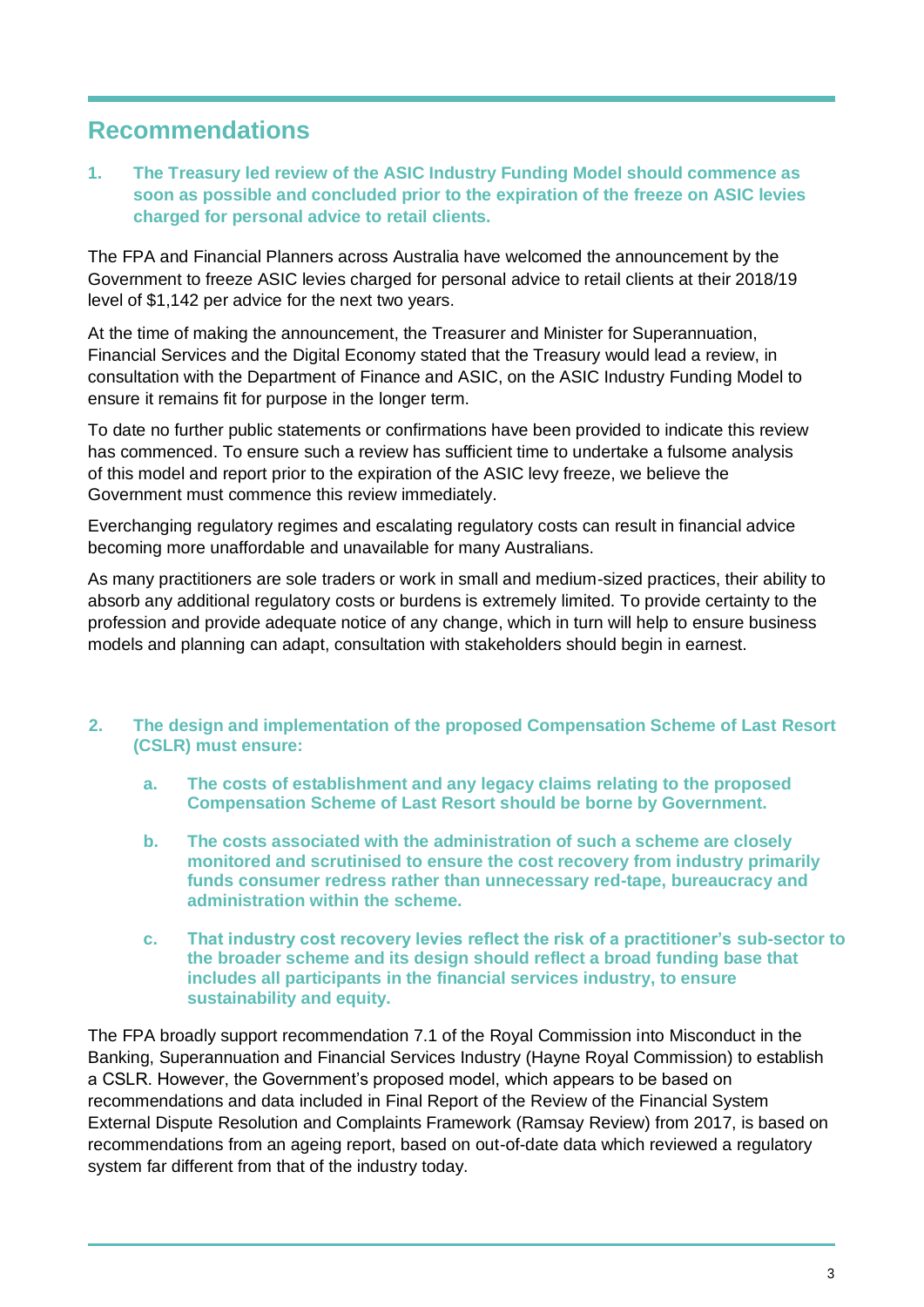## Recommendations

**1. The Treasury led review of the ASIC Industry Funding Model should commence as soon as possible and concluded prior to the expiration of the freeze on ASIC levies charged for personal advice to retail clients.**

The FPA and Financial Planners across Australia have welcomed the announcement by the Government to freeze ASIC levies charged for personal advice to retail clients at their 2018/19 level of $1,142 per advice for the next two years.

At the time of making the announcement, the Treasurer and Minister for Superannuation, Financial Services and the Digital Economy stated that the Treasury would lead a review, in consultation with the Department of Finance and ASIC, on the ASIC Industry Funding Model to ensure it remains fit for purpose in the longer term.

To date no further public statements or confirmations have been provided to indicate this review has commenced. To ensure such a review has sufficient time to undertake a fulsome analysis of this model and report prior to the expiration of the ASIC levy freeze, we believe the Government must commence this review immediately.

Everchanging regulatory regimes and escalating regulatory costs can result in financial advice becoming more unaffordable and unavailable for many Australians.

As many practitioners are sole traders or work in small and medium-sized practices, their ability to absorb any additional regulatory costs or burdens is extremely limited. To provide certainty to the profession and provide adequate notice of any change, which in turn will help to ensure business models and planning can adapt, consultation with stakeholders should begin in earnest.

**2. The design and implementation of the proposed Compensation Scheme of Last Resort (CSLR) must ensure:**

   **a. The costs of establishment and any legacy claims relating to the proposed Compensation Scheme of Last Resort should be borne by Government.**

   **b. The costs associated with the administration of such a scheme are closely monitored and scrutinised to ensure the cost recovery from industry primarily funds consumer redress rather than unnecessary red-tape, bureaucracy and administration within the scheme.**

   **c. That industry cost recovery levies reflect the risk of a practitioner's sub-sector to the broader scheme and its design should reflect a broad funding base that includes all participants in the financial services industry, to ensure sustainability and equity.**

The FPA broadly support recommendation 7.1 of the Royal Commission into Misconduct in the Banking, Superannuation and Financial Services Industry (Hayne Royal Commission) to establish a CSLR. However, the Government's proposed model, which appears to be based on recommendations and data included in Final Report of the Review of the Financial System External Dispute Resolution and Complaints Framework (Ramsay Review) from 2017, is based on recommendations from an ageing report, based on out-of-date data which reviewed a regulatory system far different from that of the industry today.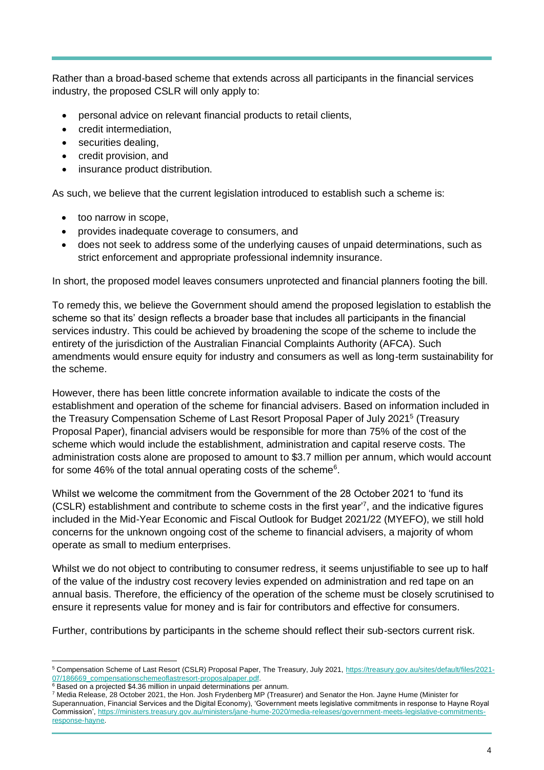Rather than a broad-based scheme that extends across all participants in the financial services industry, the proposed CSLR will only apply to:

- personal advice on relevant financial products to retail clients,
- credit intermediation,
- securities dealing,
- credit provision, and
- insurance product distribution.

As such, we believe that the current legislation introduced to establish such a scheme is:

- too narrow in scope,
- provides inadequate coverage to consumers, and
- does not seek to address some of the underlying causes of unpaid determinations, such as strict enforcement and appropriate professional indemnity insurance.

In short, the proposed model leaves consumers unprotected and financial planners footing the bill.

To remedy this, we believe the Government should amend the proposed legislation to establish the scheme so that its' design reflects a broader base that includes all participants in the financial services industry. This could be achieved by broadening the scope of the scheme to include the entirety of the jurisdiction of the Australian Financial Complaints Authority (AFCA). Such amendments would ensure equity for industry and consumers as well as long-term sustainability for the scheme.

However, there has been little concrete information available to indicate the costs of the establishment and operation of the scheme for financial advisers. Based on information included in the Treasury Compensation Scheme of Last Resort Proposal Paper of July 2021[5] (Treasury Proposal Paper), financial advisers would be responsible for more than 75% of the cost of the scheme which would include the establishment, administration and capital reserve costs. The administration costs alone are proposed to amount to $3.7 million per annum, which would account for some 46% of the total annual operating costs of the scheme[6].

Whilst we welcome the commitment from the Government of the 28 October 2021 to 'fund its (CSLR) establishment and contribute to scheme costs in the first year'[7], and the indicative figures included in the Mid-Year Economic and Fiscal Outlook for Budget 2021/22 (MYEFO), we still hold concerns for the unknown ongoing cost of the scheme to financial advisers, a majority of whom operate as small to medium enterprises.

Whilst we do not object to contributing to consumer redress, it seems unjustifiable to see up to half of the value of the industry cost recovery levies expended on administration and red tape on an annual basis. Therefore, the efficiency of the operation of the scheme must be closely scrutinised to ensure it represents value for money and is fair for contributors and effective for consumers.

Further, contributions by participants in the scheme should reflect their sub-sectors current risk.

---

[5] Compensation Scheme of Last Resort (CSLR) Proposal Paper, The Treasury, July 2021, https://treasury.gov.au/sites/default/files/2021-07/186669_compensationschemeoflastresort-proposalpaper.pdf.

[6] Based on a projected $4.36 million in unpaid determinations per annum.

[7] Media Release, 28 October 2021, the Hon. Josh Frydenberg MP (Treasurer) and Senator the Hon. Jayne Hume (Minister for Superannuation, Financial Services and the Digital Economy), 'Government meets legislative commitments in response to Hayne Royal Commission', https://ministers.treasury.gov.au/ministers/jane-hume-2020/media-releases/government-meets-legislative-commitments-response-hayne.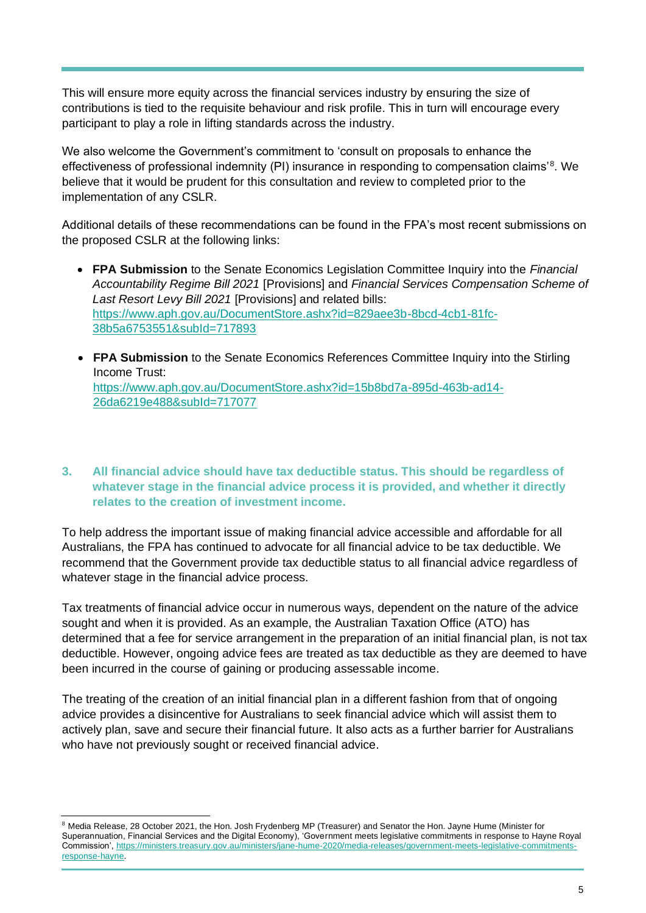This will ensure more equity across the financial services industry by ensuring the size of contributions is tied to the requisite behaviour and risk profile. This in turn will encourage every participant to play a role in lifting standards across the industry.

We also welcome the Government's commitment to 'consult on proposals to enhance the effectiveness of professional indemnity (PI) insurance in responding to compensation claims'[8]. We believe that it would be prudent for this consultation and review to completed prior to the implementation of any CSLR.

Additional details of these recommendations can be found in the FPA's most recent submissions on the proposed CSLR at the following links:

- **FPA Submission** to the Senate Economics Legislation Committee Inquiry into the *Financial Accountability Regime Bill 2021* [Provisions] and *Financial Services Compensation Scheme of Last Resort Levy Bill 2021* [Provisions] and related bills: https://www.aph.gov.au/DocumentStore.ashx?id=829aee3b-8bcd-4cb1-81fc-38b5a6753551&subId=717893

- **FPA Submission** to the Senate Economics References Committee Inquiry into the Stirling Income Trust: https://www.aph.gov.au/DocumentStore.ashx?id=15b8bd7a-895d-463b-ad14-26da6219e488&subId=717077

### 3. All financial advice should have tax deductible status. This should be regardless of whatever stage in the financial advice process it is provided, and whether it directly relates to the creation of investment income.

To help address the important issue of making financial advice accessible and affordable for all Australians, the FPA has continued to advocate for all financial advice to be tax deductible. We recommend that the Government provide tax deductible status to all financial advice regardless of whatever stage in the financial advice process.

Tax treatments of financial advice occur in numerous ways, dependent on the nature of the advice sought and when it is provided. As an example, the Australian Taxation Office (ATO) has determined that a fee for service arrangement in the preparation of an initial financial plan, is not tax deductible. However, ongoing advice fees are treated as tax deductible as they are deemed to have been incurred in the course of gaining or producing assessable income.

The treating of the creation of an initial financial plan in a different fashion from that of ongoing advice provides a disincentive for Australians to seek financial advice which will assist them to actively plan, save and secure their financial future. It also acts as a further barrier for Australians who have not previously sought or received financial advice.

---

[8] Media Release, 28 October 2021, the Hon. Josh Frydenberg MP (Treasurer) and Senator the Hon. Jayne Hume (Minister for Superannuation, Financial Services and the Digital Economy), 'Government meets legislative commitments in response to Hayne Royal Commission', https://ministers.treasury.gov.au/ministers/jane-hume-2020/media-releases/government-meets-legislative-commitments-response-hayne.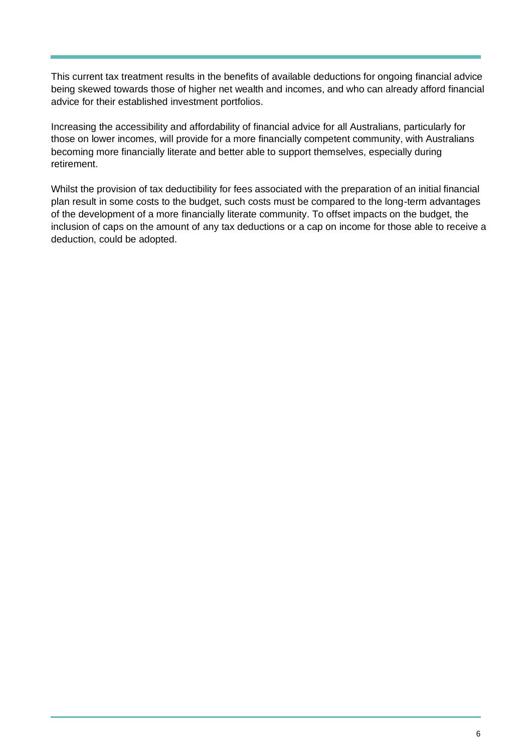This current tax treatment results in the benefits of available deductions for ongoing financial advice being skewed towards those of higher net wealth and incomes, and who can already afford financial advice for their established investment portfolios.

Increasing the accessibility and affordability of financial advice for all Australians, particularly for those on lower incomes, will provide for a more financially competent community, with Australians becoming more financially literate and better able to support themselves, especially during retirement.

Whilst the provision of tax deductibility for fees associated with the preparation of an initial financial plan result in some costs to the budget, such costs must be compared to the long-term advantages of the development of a more financially literate community. To offset impacts on the budget, the inclusion of caps on the amount of any tax deductions or a cap on income for those able to receive a deduction, could be adopted.